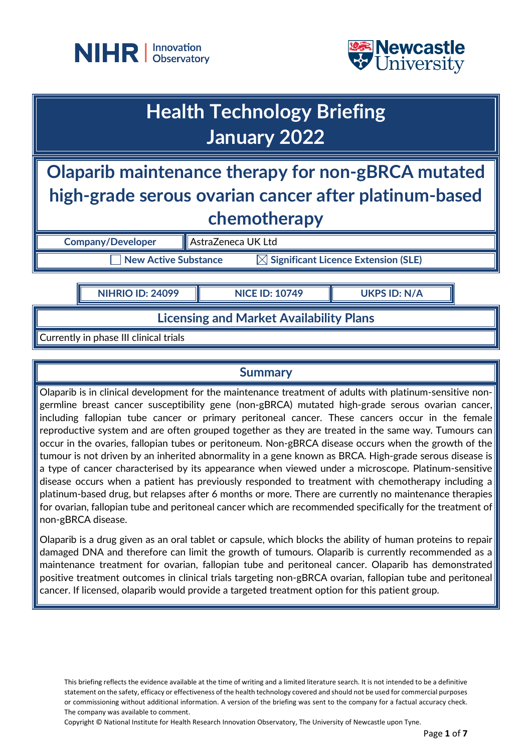NIHR | Innovation Observatory

Newcastle University

# Health Technology Briefing
# January 2022

## Olaparib maintenance therapy for non-gBRCA mutated high-grade serous ovarian cancer after platinum-based chemotherapy

| Company/Developer | AstraZeneca UK Ltd |
|---|---|

☐ New Active Substance ☒ Significant Licence Extension (SLE)

| NIHRIO ID: 24099 | NICE ID: 10749 | UKPS ID: N/A |
|---|---|---|

### Licensing and Market Availability Plans

Currently in phase III clinical trials

### Summary

Olaparib is in clinical development for the maintenance treatment of adults with platinum-sensitive non-germline breast cancer susceptibility gene (non-gBRCA) mutated high-grade serous ovarian cancer, including fallopian tube cancer or primary peritoneal cancer. These cancers occur in the female reproductive system and are often grouped together as they are treated in the same way. Tumours can occur in the ovaries, fallopian tubes or peritoneum. Non-gBRCA disease occurs when the growth of the tumour is not driven by an inherited abnormality in a gene known as BRCA. High-grade serous disease is a type of cancer characterised by its appearance when viewed under a microscope. Platinum-sensitive disease occurs when a patient has previously responded to treatment with chemotherapy including a platinum-based drug, but relapses after 6 months or more. There are currently no maintenance therapies for ovarian, fallopian tube and peritoneal cancer which are recommended specifically for the treatment of non-gBRCA disease.

Olaparib is a drug given as an oral tablet or capsule, which blocks the ability of human proteins to repair damaged DNA and therefore can limit the growth of tumours. Olaparib is currently recommended as a maintenance treatment for ovarian, fallopian tube and peritoneal cancer. Olaparib has demonstrated positive treatment outcomes in clinical trials targeting non-gBRCA ovarian, fallopian tube and peritoneal cancer. If licensed, olaparib would provide a targeted treatment option for this patient group.

This briefing reflects the evidence available at the time of writing and a limited literature search. It is not intended to be a definitive statement on the safety, efficacy or effectiveness of the health technology covered and should not be used for commercial purposes or commissioning without additional information. A version of the briefing was sent to the company for a factual accuracy check. The company was available to comment.

Copyright © National Institute for Health Research Innovation Observatory, The University of Newcastle upon Tyne.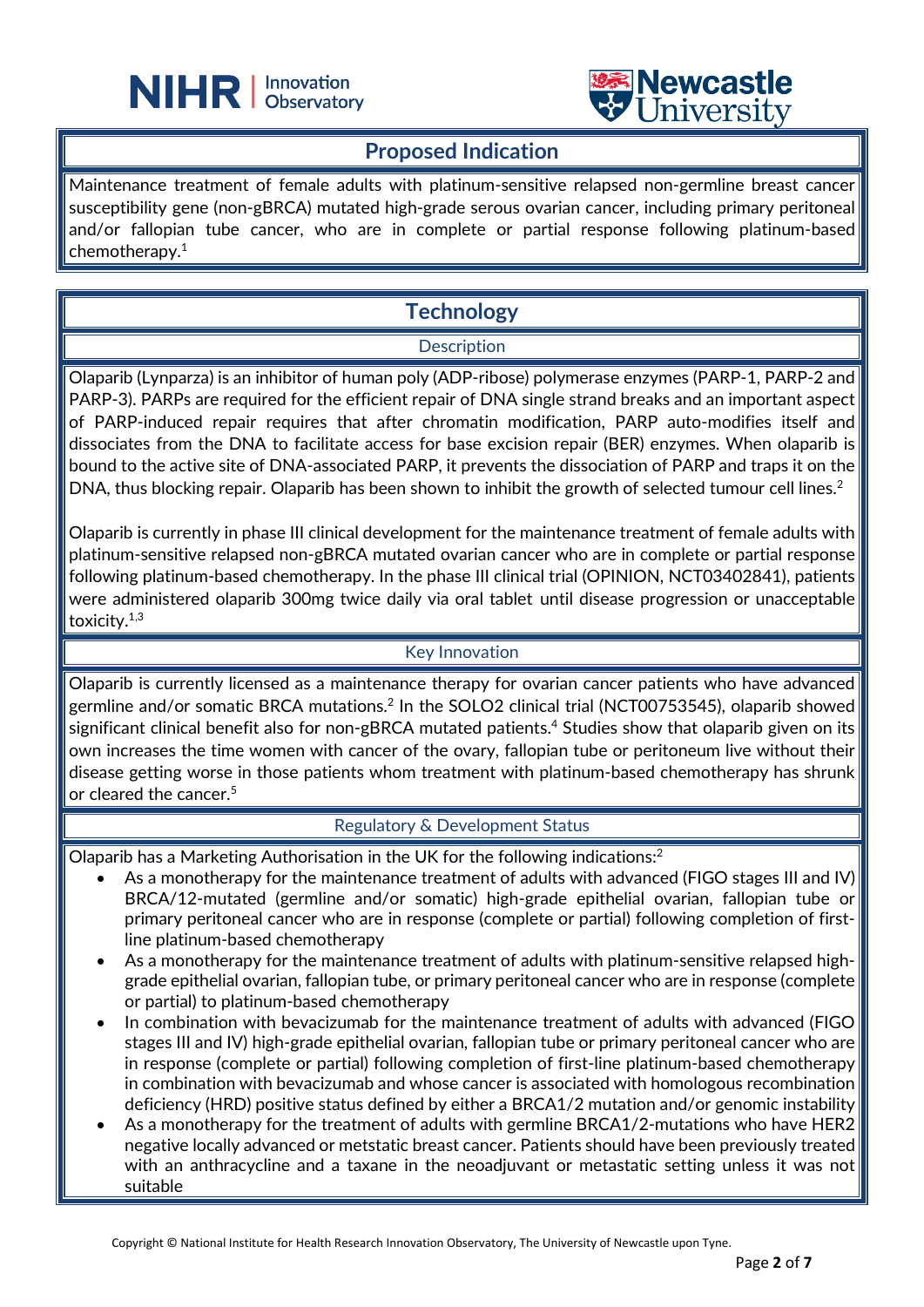## Proposed Indication

Maintenance treatment of female adults with platinum-sensitive relapsed non-germline breast cancer susceptibility gene (non-gBRCA) mutated high-grade serous ovarian cancer, including primary peritoneal and/or fallopian tube cancer, who are in complete or partial response following platinum-based chemotherapy.[1]

## Technology

### Description

Olaparib (Lynparza) is an inhibitor of human poly (ADP-ribose) polymerase enzymes (PARP-1, PARP-2 and PARP-3). PARPs are required for the efficient repair of DNA single strand breaks and an important aspect of PARP-induced repair requires that after chromatin modification, PARP auto-modifies itself and dissociates from the DNA to facilitate access for base excision repair (BER) enzymes. When olaparib is bound to the active site of DNA-associated PARP, it prevents the dissociation of PARP and traps it on the DNA, thus blocking repair. Olaparib has been shown to inhibit the growth of selected tumour cell lines.[2]

Olaparib is currently in phase III clinical development for the maintenance treatment of female adults with platinum-sensitive relapsed non-gBRCA mutated ovarian cancer who are in complete or partial response following platinum-based chemotherapy. In the phase III clinical trial (OPINION, NCT03402841), patients were administered olaparib 300mg twice daily via oral tablet until disease progression or unacceptable toxicity.[1,3]

### Key Innovation

Olaparib is currently licensed as a maintenance therapy for ovarian cancer patients who have advanced germline and/or somatic BRCA mutations.[2] In the SOLO2 clinical trial (NCT00753545), olaparib showed significant clinical benefit also for non-gBRCA mutated patients.[4] Studies show that olaparib given on its own increases the time women with cancer of the ovary, fallopian tube or peritoneum live without their disease getting worse in those patients whom treatment with platinum-based chemotherapy has shrunk or cleared the cancer.[5]

### Regulatory & Development Status

Olaparib has a Marketing Authorisation in the UK for the following indications:[2]

- As a monotherapy for the maintenance treatment of adults with advanced (FIGO stages III and IV) BRCA/12-mutated (germline and/or somatic) high-grade epithelial ovarian, fallopian tube or primary peritoneal cancer who are in response (complete or partial) following completion of first-line platinum-based chemotherapy
- As a monotherapy for the maintenance treatment of adults with platinum-sensitive relapsed high-grade epithelial ovarian, fallopian tube, or primary peritoneal cancer who are in response (complete or partial) to platinum-based chemotherapy
- In combination with bevacizumab for the maintenance treatment of adults with advanced (FIGO stages III and IV) high-grade epithelial ovarian, fallopian tube or primary peritoneal cancer who are in response (complete or partial) following completion of first-line platinum-based chemotherapy in combination with bevacizumab and whose cancer is associated with homologous recombination deficiency (HRD) positive status defined by either a BRCA1/2 mutation and/or genomic instability
- As a monotherapy for the treatment of adults with germline BRCA1/2-mutations who have HER2 negative locally advanced or metstatic breast cancer. Patients should have been previously treated with an anthracycline and a taxane in the neoadjuvant or metastatic setting unless it was not suitable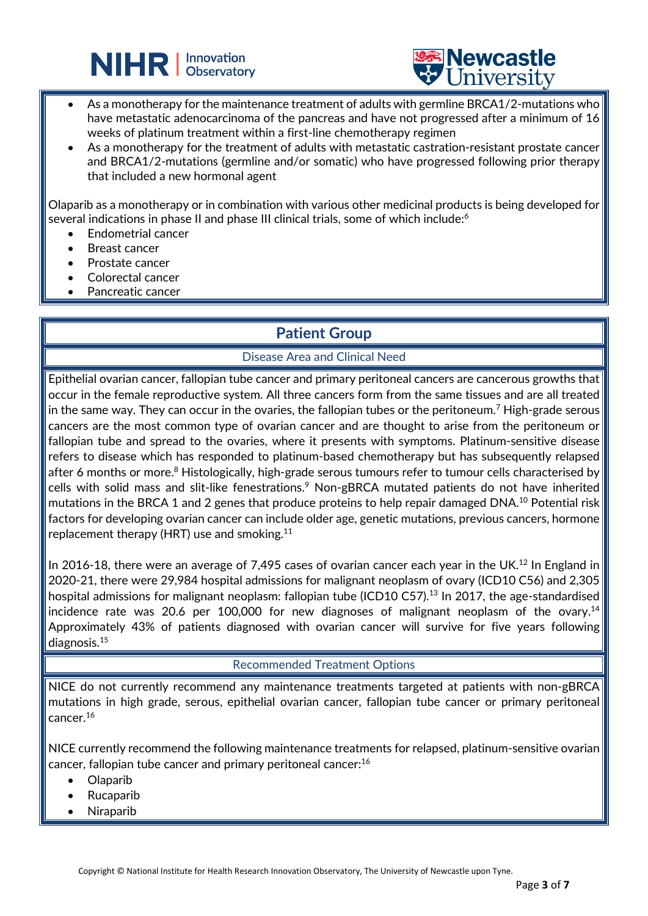- As a monotherapy for the maintenance treatment of adults with germline BRCA1/2-mutations who have metastatic adenocarcinoma of the pancreas and have not progressed after a minimum of 16 weeks of platinum treatment within a first-line chemotherapy regimen
- As a monotherapy for the treatment of adults with metastatic castration-resistant prostate cancer and BRCA1/2-mutations (germline and/or somatic) who have progressed following prior therapy that included a new hormonal agent

Olaparib as a monotherapy or in combination with various other medicinal products is being developed for several indications in phase II and phase III clinical trials, some of which include:[6]

- Endometrial cancer
- Breast cancer
- Prostate cancer
- Colorectal cancer
- Pancreatic cancer

## Patient Group

### Disease Area and Clinical Need

Epithelial ovarian cancer, fallopian tube cancer and primary peritoneal cancers are cancerous growths that occur in the female reproductive system. All three cancers form from the same tissues and are all treated in the same way. They can occur in the ovaries, the fallopian tubes or the peritoneum.[7] High-grade serous cancers are the most common type of ovarian cancer and are thought to arise from the peritoneum or fallopian tube and spread to the ovaries, where it presents with symptoms. Platinum-sensitive disease refers to disease which has responded to platinum-based chemotherapy but has subsequently relapsed after 6 months or more.[8] Histologically, high-grade serous tumours refer to tumour cells characterised by cells with solid mass and slit-like fenestrations.[9] Non-gBRCA mutated patients do not have inherited mutations in the BRCA 1 and 2 genes that produce proteins to help repair damaged DNA.[10] Potential risk factors for developing ovarian cancer can include older age, genetic mutations, previous cancers, hormone replacement therapy (HRT) use and smoking.[11]

In 2016-18, there were an average of 7,495 cases of ovarian cancer each year in the UK.[12] In England in 2020-21, there were 29,984 hospital admissions for malignant neoplasm of ovary (ICD10 C56) and 2,305 hospital admissions for malignant neoplasm: fallopian tube (ICD10 C57).[13] In 2017, the age-standardised incidence rate was 20.6 per 100,000 for new diagnoses of malignant neoplasm of the ovary.[14] Approximately 43% of patients diagnosed with ovarian cancer will survive for five years following diagnosis.[15]

### Recommended Treatment Options

NICE do not currently recommend any maintenance treatments targeted at patients with non-gBRCA mutations in high grade, serous, epithelial ovarian cancer, fallopian tube cancer or primary peritoneal cancer.[16]

NICE currently recommend the following maintenance treatments for relapsed, platinum-sensitive ovarian cancer, fallopian tube cancer and primary peritoneal cancer:[16]

- Olaparib
- Rucaparib
- Niraparib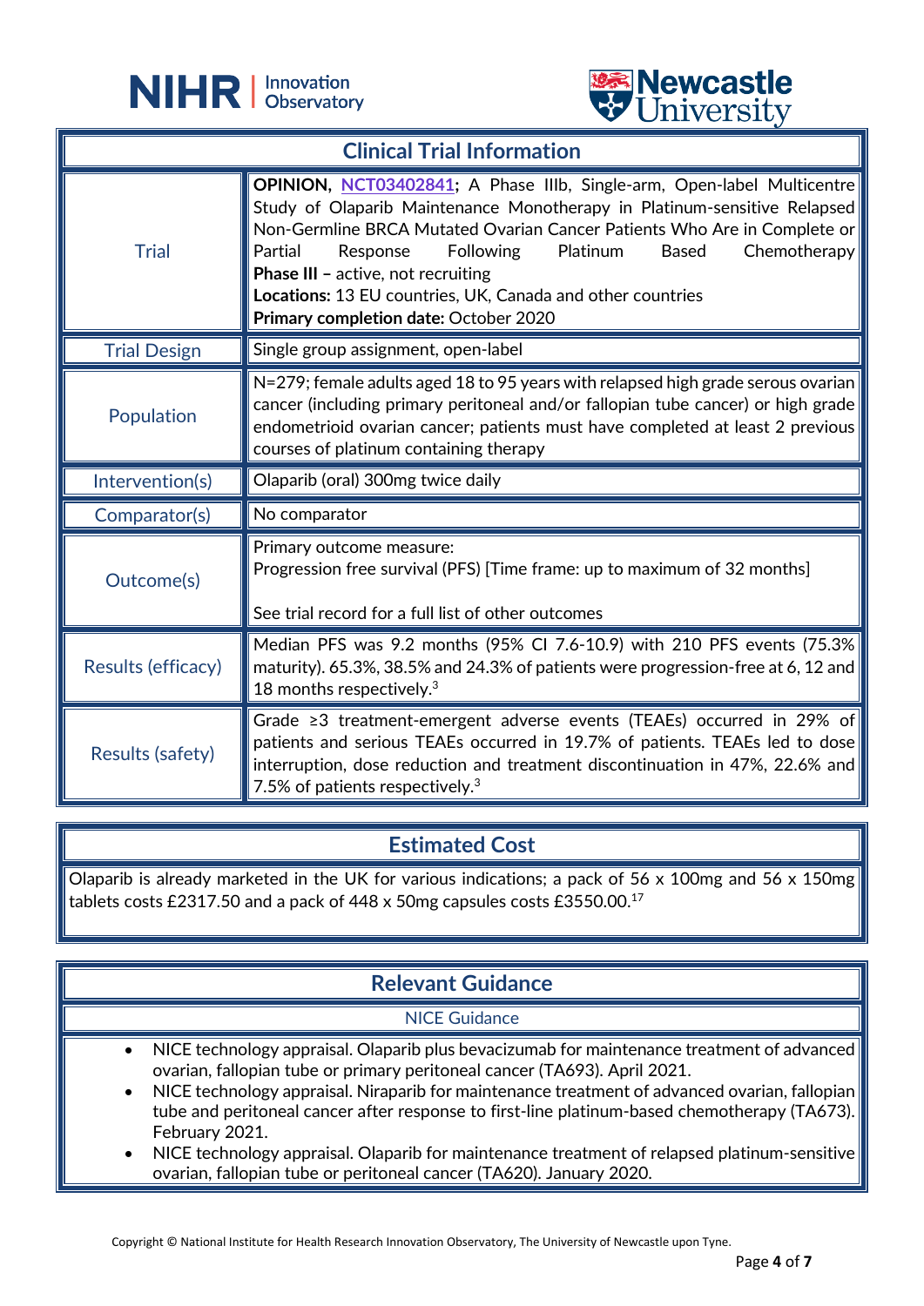## Clinical Trial Information

| | |
|---|---|
| Trial | **OPINION, NCT03402841;** A Phase IIIb, Single-arm, Open-label Multicentre Study of Olaparib Maintenance Monotherapy in Platinum-sensitive Relapsed Non-Germline BRCA Mutated Ovarian Cancer Patients Who Are in Complete or Partial Response Following Platinum Based Chemotherapy<br>**Phase III** – active, not recruiting<br>**Locations:** 13 EU countries, UK, Canada and other countries<br>**Primary completion date:** October 2020 |
| Trial Design | Single group assignment, open-label |
| Population | N=279; female adults aged 18 to 95 years with relapsed high grade serous ovarian cancer (including primary peritoneal and/or fallopian tube cancer) or high grade endometrioid ovarian cancer; patients must have completed at least 2 previous courses of platinum containing therapy |
| Intervention(s) | Olaparib (oral) 300mg twice daily |
| Comparator(s) | No comparator |
| Outcome(s) | Primary outcome measure:<br>Progression free survival (PFS) [Time frame: up to maximum of 32 months]<br><br>See trial record for a full list of other outcomes |
| Results (efficacy) | Median PFS was 9.2 months (95% CI 7.6-10.9) with 210 PFS events (75.3% maturity). 65.3%, 38.5% and 24.3% of patients were progression-free at 6, 12 and 18 months respectively.[3] |
| Results (safety) | Grade ≥3 treatment-emergent adverse events (TEAEs) occurred in 29% of patients and serious TEAEs occurred in 19.7% of patients. TEAEs led to dose interruption, dose reduction and treatment discontinuation in 47%, 22.6% and 7.5% of patients respectively.[3] |

## Estimated Cost

Olaparib is already marketed in the UK for various indications; a pack of 56 x 100mg and 56 x 150mg tablets costs £2317.50 and a pack of 448 x 50mg capsules costs £3550.00.[17]

## Relevant Guidance

### NICE Guidance

- NICE technology appraisal. Olaparib plus bevacizumab for maintenance treatment of advanced ovarian, fallopian tube or primary peritoneal cancer (TA693). April 2021.
- NICE technology appraisal. Niraparib for maintenance treatment of advanced ovarian, fallopian tube and peritoneal cancer after response to first-line platinum-based chemotherapy (TA673). February 2021.
- NICE technology appraisal. Olaparib for maintenance treatment of relapsed platinum-sensitive ovarian, fallopian tube or peritoneal cancer (TA620). January 2020.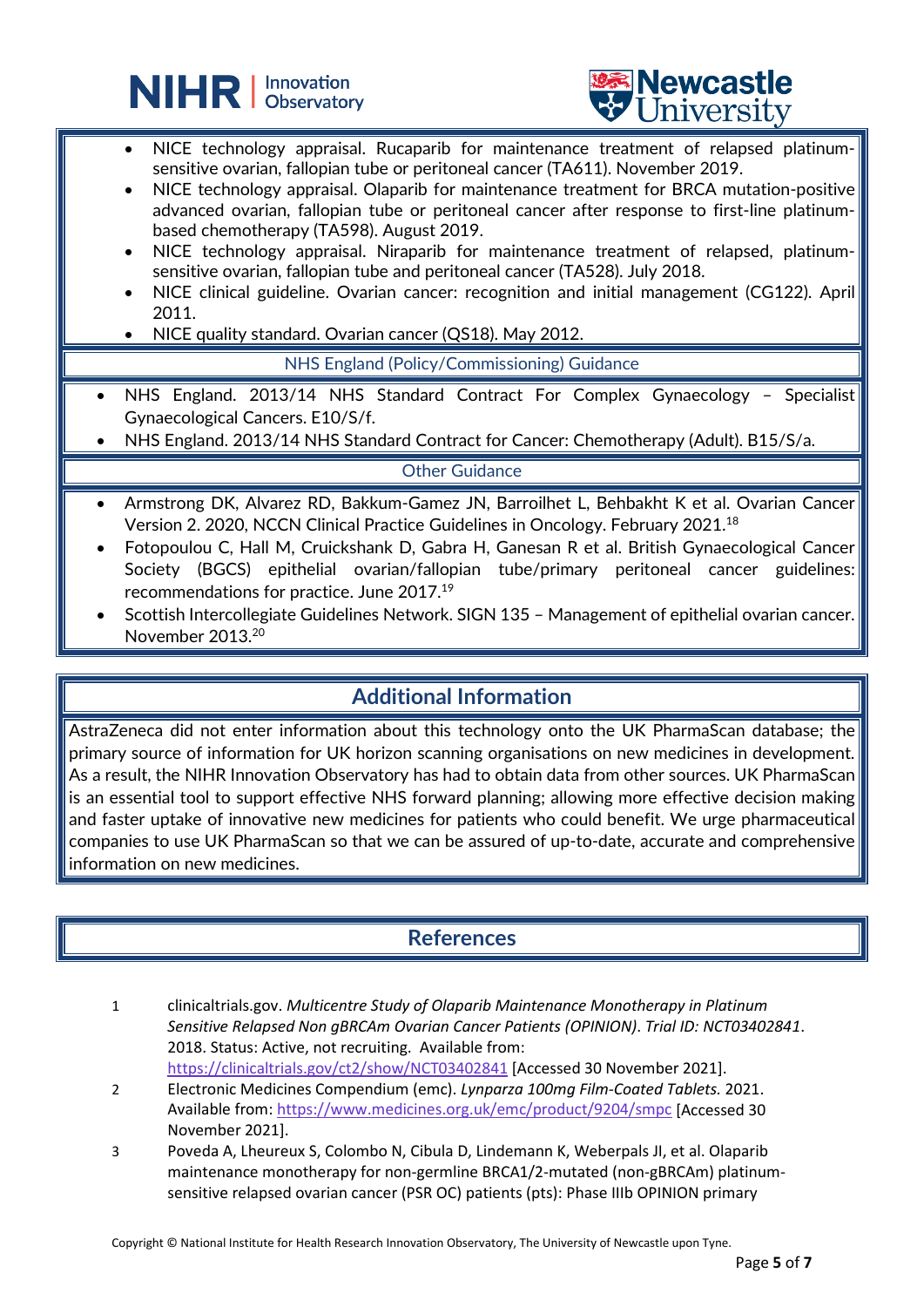- NICE technology appraisal. Rucaparib for maintenance treatment of relapsed platinum-sensitive ovarian, fallopian tube or peritoneal cancer (TA611). November 2019.
- NICE technology appraisal. Olaparib for maintenance treatment for BRCA mutation-positive advanced ovarian, fallopian tube or peritoneal cancer after response to first-line platinum-based chemotherapy (TA598). August 2019.
- NICE technology appraisal. Niraparib for maintenance treatment of relapsed, platinum-sensitive ovarian, fallopian tube and peritoneal cancer (TA528). July 2018.
- NICE clinical guideline. Ovarian cancer: recognition and initial management (CG122). April 2011.
- NICE quality standard. Ovarian cancer (QS18). May 2012.

### NHS England (Policy/Commissioning) Guidance

- NHS England. 2013/14 NHS Standard Contract For Complex Gynaecology – Specialist Gynaecological Cancers. E10/S/f.
- NHS England. 2013/14 NHS Standard Contract for Cancer: Chemotherapy (Adult). B15/S/a.

### Other Guidance

- Armstrong DK, Alvarez RD, Bakkum-Gamez JN, Barroilhet L, Behbakht K et al. Ovarian Cancer Version 2. 2020, NCCN Clinical Practice Guidelines in Oncology. February 2021.[18]
- Fotopoulou C, Hall M, Cruickshank D, Gabra H, Ganesan R et al. British Gynaecological Cancer Society (BGCS) epithelial ovarian/fallopian tube/primary peritoneal cancer guidelines: recommendations for practice. June 2017.[19]
- Scottish Intercollegiate Guidelines Network. SIGN 135 – Management of epithelial ovarian cancer. November 2013.[20]

## Additional Information

AstraZeneca did not enter information about this technology onto the UK PharmaScan database; the primary source of information for UK horizon scanning organisations on new medicines in development. As a result, the NIHR Innovation Observatory has had to obtain data from other sources. UK PharmaScan is an essential tool to support effective NHS forward planning; allowing more effective decision making and faster uptake of innovative new medicines for patients who could benefit. We urge pharmaceutical companies to use UK PharmaScan so that we can be assured of up-to-date, accurate and comprehensive information on new medicines.

## References

1. clinicaltrials.gov. *Multicentre Study of Olaparib Maintenance Monotherapy in Platinum Sensitive Relapsed Non gBRCAm Ovarian Cancer Patients (OPINION)*. *Trial ID: NCT03402841*. 2018. Status: Active, not recruiting. Available from: https://clinicaltrials.gov/ct2/show/NCT03402841 [Accessed 30 November 2021].
2. Electronic Medicines Compendium (emc). *Lynparza 100mg Film-Coated Tablets.* 2021. Available from: https://www.medicines.org.uk/emc/product/9204/smpc [Accessed 30 November 2021].
3. Poveda A, Lheureux S, Colombo N, Cibula D, Lindemann K, Weberpals JI, et al. Olaparib maintenance monotherapy for non-germline BRCA1/2-mutated (non-gBRCAm) platinum-sensitive relapsed ovarian cancer (PSR OC) patients (pts): Phase IIIb OPINION primary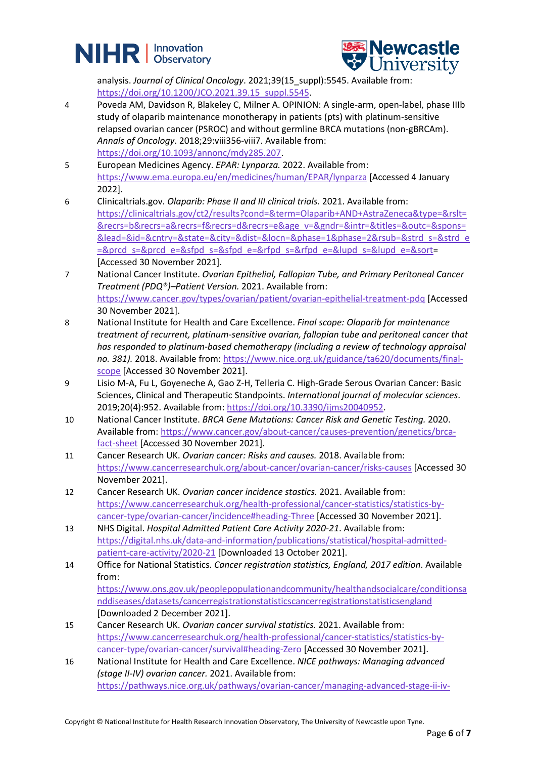analysis. *Journal of Clinical Oncology*. 2021;39(15_suppl):5545. Available from: https://doi.org/10.1200/JCO.2021.39.15_suppl.5545.

4 Poveda AM, Davidson R, Blakeley C, Milner A. OPINION: A single-arm, open-label, phase IIIb study of olaparib maintenance monotherapy in patients (pts) with platinum-sensitive relapsed ovarian cancer (PSROC) and without germline BRCA mutations (non-gBRCAm). *Annals of Oncology*. 2018;29:viii356-viii7. Available from: https://doi.org/10.1093/annonc/mdy285.207.

5 European Medicines Agency. *EPAR: Lynparza.* 2022. Available from: https://www.ema.europa.eu/en/medicines/human/EPAR/lynparza [Accessed 4 January 2022].

6 Clinicaltrials.gov. *Olaparib: Phase II and III clinical trials.* 2021. Available from: https://clinicaltrials.gov/ct2/results?cond=&term=Olaparib+AND+AstraZeneca&type=&rslt=&recrs=b&recrs=a&recrs=f&recrs=d&recrs=e&age_v=&gndr=&intr=&titles=&outc=&spons=&lead=&id=&cntry=&state=&city=&dist=&locn=&phase=1&phase=2&rsub=&strd_s=&strd_e=&prcd_s=&prcd_e=&sfpd_s=&sfpd_e=&rfpd_s=&rfpd_e=&lupd_s=&lupd_e=&sort= [Accessed 30 November 2021].

7 National Cancer Institute. *Ovarian Epithelial, Fallopian Tube, and Primary Peritoneal Cancer Treatment (PDQ®)–Patient Version.* 2021. Available from: https://www.cancer.gov/types/ovarian/patient/ovarian-epithelial-treatment-pdq [Accessed 30 November 2021].

8 National Institute for Health and Care Excellence. *Final scope: Olaparib for maintenance treatment of recurrent, platinum-sensitive ovarian, fallopian tube and peritoneal cancer that has responded to platinum-based chemotherapy (including a review of technology appraisal no. 381).* 2018. Available from: https://www.nice.org.uk/guidance/ta620/documents/final-scope [Accessed 30 November 2021].

9 Lisio M-A, Fu L, Goyeneche A, Gao Z-H, Telleria C. High-Grade Serous Ovarian Cancer: Basic Sciences, Clinical and Therapeutic Standpoints. *International journal of molecular sciences*. 2019;20(4):952. Available from: https://doi.org/10.3390/ijms20040952.

10 National Cancer Institute. *BRCA Gene Mutations: Cancer Risk and Genetic Testing.* 2020. Available from: https://www.cancer.gov/about-cancer/causes-prevention/genetics/brca-fact-sheet [Accessed 30 November 2021].

11 Cancer Research UK. *Ovarian cancer: Risks and causes.* 2018. Available from: https://www.cancerresearchuk.org/about-cancer/ovarian-cancer/risks-causes [Accessed 30 November 2021].

12 Cancer Research UK. *Ovarian cancer incidence stastics.* 2021. Available from: https://www.cancerresearchuk.org/health-professional/cancer-statistics/statistics-by-cancer-type/ovarian-cancer/incidence#heading-Three [Accessed 30 November 2021].

13 NHS Digital. *Hospital Admitted Patient Care Activity 2020-21.* Available from: https://digital.nhs.uk/data-and-information/publications/statistical/hospital-admitted-patient-care-activity/2020-21 [Downloaded 13 October 2021].

14 Office for National Statistics. *Cancer registration statistics, England, 2017 edition*. Available from: https://www.ons.gov.uk/peoplepopulationandcommunity/healthandsocialcare/conditionsanddiseases/datasets/cancerregistrationstatisticscancerregistrationstatisticsengland [Downloaded 2 December 2021].

15 Cancer Research UK. *Ovarian cancer survival statistics.* 2021. Available from: https://www.cancerresearchuk.org/health-professional/cancer-statistics/statistics-by-cancer-type/ovarian-cancer/survival#heading-Zero [Accessed 30 November 2021].

16 National Institute for Health and Care Excellence. *NICE pathways: Managing advanced (stage II-IV) ovarian cancer.* 2021. Available from: https://pathways.nice.org.uk/pathways/ovarian-cancer/managing-advanced-stage-ii-iv-

Copyright © National Institute for Health Research Innovation Observatory, The University of Newcastle upon Tyne.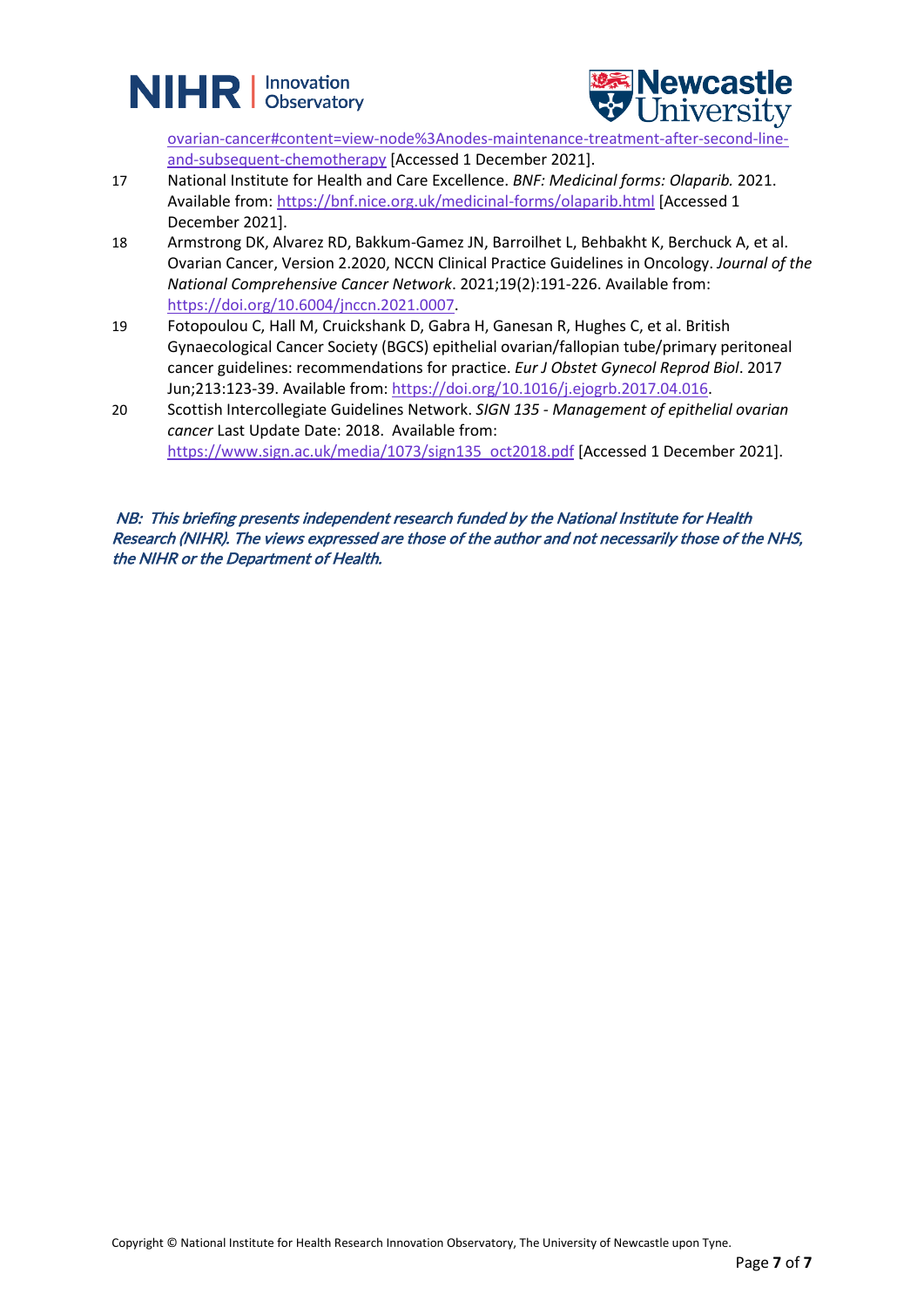[ovarian-cancer#content=view-node%3Anodes-maintenance-treatment-after-second-line-and-subsequent-chemotherapy](ovarian-cancer#content=view-node%3Anodes-maintenance-treatment-after-second-line-and-subsequent-chemotherapy) [Accessed 1 December 2021].

17 National Institute for Health and Care Excellence. *BNF: Medicinal forms: Olaparib.* 2021. Available from: https://bnf.nice.org.uk/medicinal-forms/olaparib.html [Accessed 1 December 2021].

18 Armstrong DK, Alvarez RD, Bakkum-Gamez JN, Barroilhet L, Behbakht K, Berchuck A, et al. Ovarian Cancer, Version 2.2020, NCCN Clinical Practice Guidelines in Oncology. *Journal of the National Comprehensive Cancer Network*. 2021;19(2):191-226. Available from: https://doi.org/10.6004/jnccn.2021.0007.

19 Fotopoulou C, Hall M, Cruickshank D, Gabra H, Ganesan R, Hughes C, et al. British Gynaecological Cancer Society (BGCS) epithelial ovarian/fallopian tube/primary peritoneal cancer guidelines: recommendations for practice. *Eur J Obstet Gynecol Reprod Biol*. 2017 Jun;213:123-39. Available from: https://doi.org/10.1016/j.ejogrb.2017.04.016.

20 Scottish Intercollegiate Guidelines Network. *SIGN 135 - Management of epithelial ovarian cancer* Last Update Date: 2018. Available from: https://www.sign.ac.uk/media/1073/sign135_oct2018.pdf [Accessed 1 December 2021].

*NB: This briefing presents independent research funded by the National Institute for Health Research (NIHR). The views expressed are those of the author and not necessarily those of the NHS, the NIHR or the Department of Health.*

Copyright © National Institute for Health Research Innovation Observatory, The University of Newcastle upon Tyne.